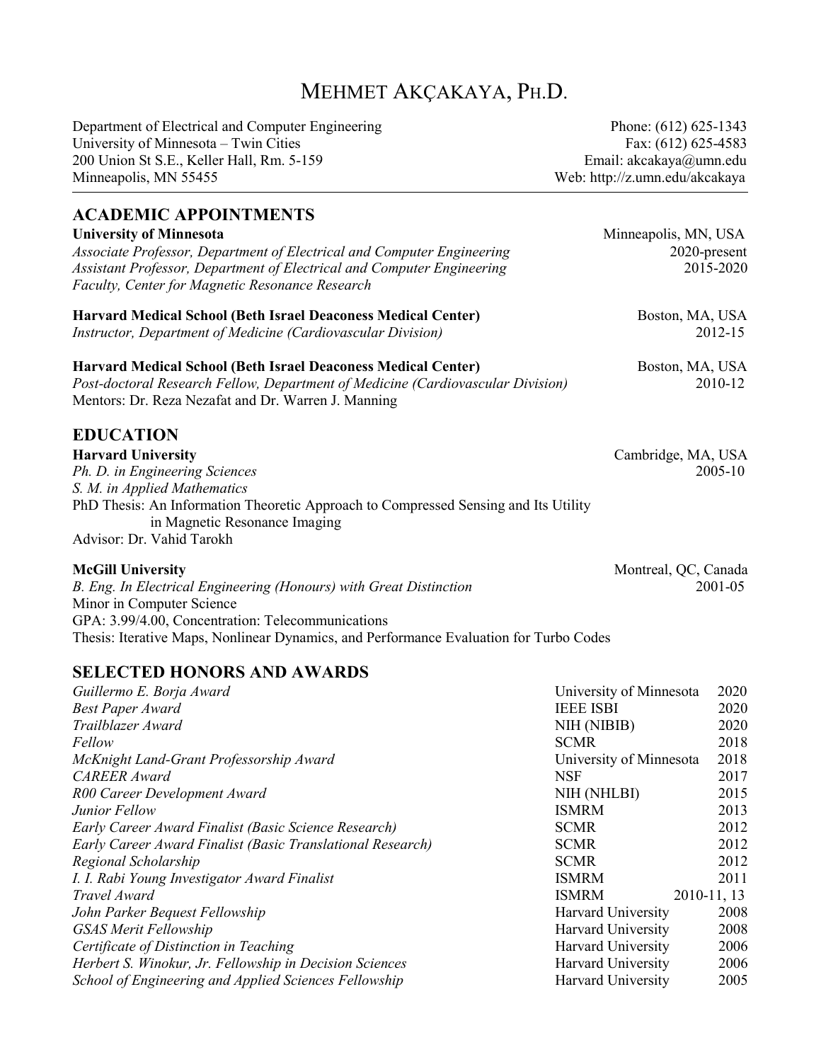# MEHMET AKÇAKAYA, PH.D.

Department of Electrical and Computer Engineering
University of Minnesota – Twin Cities
200 Union St S.E., Keller Hall, Rm. 5-159
Minneapolis, MN 55455

Phone: (612) 625-1343
Fax: (612) 625-4583
Email: akcakaya@umn.edu
Web: http://z.umn.edu/akcakaya

## ACADEMIC APPOINTMENTS

**University of Minnesota** — Minneapolis, MN, USA
*Associate Professor, Department of Electrical and Computer Engineering* — 2020-present
*Assistant Professor, Department of Electrical and Computer Engineering* — 2015-2020
*Faculty, Center for Magnetic Resonance Research*

**Harvard Medical School (Beth Israel Deaconess Medical Center)** — Boston, MA, USA
*Instructor, Department of Medicine (Cardiovascular Division)* — 2012-15

**Harvard Medical School (Beth Israel Deaconess Medical Center)** — Boston, MA, USA
*Post-doctoral Research Fellow, Department of Medicine (Cardiovascular Division)* — 2010-12
Mentors: Dr. Reza Nezafat and Dr. Warren J. Manning

## EDUCATION

**Harvard University** — Cambridge, MA, USA
*Ph. D. in Engineering Sciences* — 2005-10
*S. M. in Applied Mathematics*
PhD Thesis: An Information Theoretic Approach to Compressed Sensing and Its Utility in Magnetic Resonance Imaging
Advisor: Dr. Vahid Tarokh

**McGill University** — Montreal, QC, Canada
*B. Eng. In Electrical Engineering (Honours) with Great Distinction* — 2001-05
Minor in Computer Science
GPA: 3.99/4.00, Concentration: Telecommunications
Thesis: Iterative Maps, Nonlinear Dynamics, and Performance Evaluation for Turbo Codes

## SELECTED HONORS AND AWARDS

| Award | Institution | Year |
|---|---|---|
| *Guillermo E. Borja Award* | University of Minnesota | 2020 |
| *Best Paper Award* | IEEE ISBI | 2020 |
| *Trailblazer Award* | NIH (NIBIB) | 2020 |
| *Fellow* | SCMR | 2018 |
| *McKnight Land-Grant Professorship Award* | University of Minnesota | 2018 |
| *CAREER Award* | NSF | 2017 |
| *R00 Career Development Award* | NIH (NHLBI) | 2015 |
| *Junior Fellow* | ISMRM | 2013 |
| *Early Career Award Finalist (Basic Science Research)* | SCMR | 2012 |
| *Early Career Award Finalist (Basic Translational Research)* | SCMR | 2012 |
| *Regional Scholarship* | SCMR | 2012 |
| *I. I. Rabi Young Investigator Award Finalist* | ISMRM | 2011 |
| *Travel Award* | ISMRM | 2010-11, 13 |
| *John Parker Bequest Fellowship* | Harvard University | 2008 |
| *GSAS Merit Fellowship* | Harvard University | 2008 |
| *Certificate of Distinction in Teaching* | Harvard University | 2006 |
| *Herbert S. Winokur, Jr. Fellowship in Decision Sciences* | Harvard University | 2006 |
| *School of Engineering and Applied Sciences Fellowship* | Harvard University | 2005 |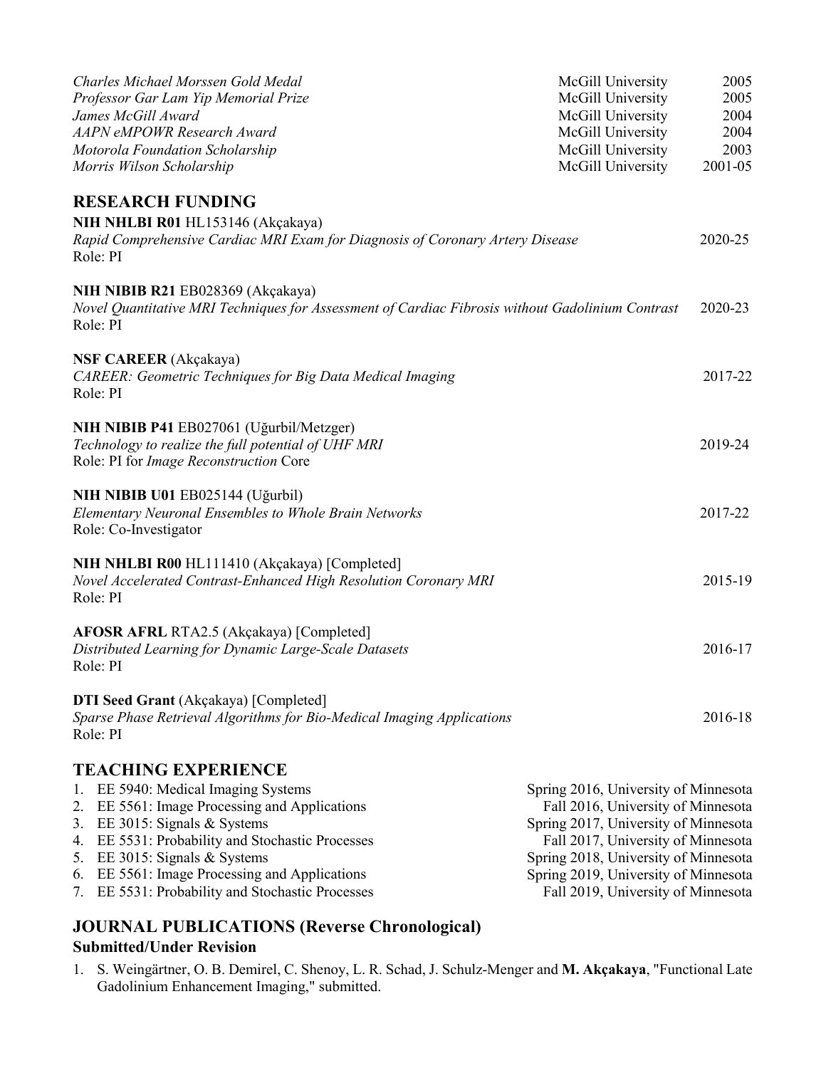| | | |
|---|---|---|
| *Charles Michael Morssen Gold Medal* | McGill University | 2005 |
| *Professor Gar Lam Yip Memorial Prize* | McGill University | 2005 |
| *James McGill Award* | McGill University | 2004 |
| *AAPN eMPOWR Research Award* | McGill University | 2004 |
| *Motorola Foundation Scholarship* | McGill University | 2003 |
| *Morris Wilson Scholarship* | McGill University | 2001-05 |

## RESEARCH FUNDING

**NIH NHLBI R01** HL153146 (Akçakaya)
*Rapid Comprehensive Cardiac MRI Exam for Diagnosis of Coronary Artery Disease* 2020-25
Role: PI

**NIH NIBIB R21** EB028369 (Akçakaya)
*Novel Quantitative MRI Techniques for Assessment of Cardiac Fibrosis without Gadolinium Contrast* 2020-23
Role: PI

**NSF CAREER** (Akçakaya)
*CAREER: Geometric Techniques for Big Data Medical Imaging* 2017-22
Role: PI

**NIH NIBIB P41** EB027061 (Uğurbil/Metzger)
*Technology to realize the full potential of UHF MRI* 2019-24
Role: PI for *Image Reconstruction* Core

**NIH NIBIB U01** EB025144 (Uğurbil)
*Elementary Neuronal Ensembles to Whole Brain Networks* 2017-22
Role: Co-Investigator

**NIH NHLBI R00** HL111410 (Akçakaya) [Completed]
*Novel Accelerated Contrast-Enhanced High Resolution Coronary MRI* 2015-19
Role: PI

**AFOSR AFRL** RTA2.5 (Akçakaya) [Completed]
*Distributed Learning for Dynamic Large-Scale Datasets* 2016-17
Role: PI

**DTI Seed Grant** (Akçakaya) [Completed]
*Sparse Phase Retrieval Algorithms for Bio-Medical Imaging Applications* 2016-18
Role: PI

## TEACHING EXPERIENCE

1. EE 5940: Medical Imaging Systems — Spring 2016, University of Minnesota
2. EE 5561: Image Processing and Applications — Fall 2016, University of Minnesota
3. EE 3015: Signals & Systems — Spring 2017, University of Minnesota
4. EE 5531: Probability and Stochastic Processes — Fall 2017, University of Minnesota
5. EE 3015: Signals & Systems — Spring 2018, University of Minnesota
6. EE 5561: Image Processing and Applications — Spring 2019, University of Minnesota
7. EE 5531: Probability and Stochastic Processes — Fall 2019, University of Minnesota

## JOURNAL PUBLICATIONS (Reverse Chronological)

### Submitted/Under Revision

1. S. Weingärtner, O. B. Demirel, C. Shenoy, L. R. Schad, J. Schulz-Menger and **M. Akçakaya**, "Functional Late Gadolinium Enhancement Imaging," submitted.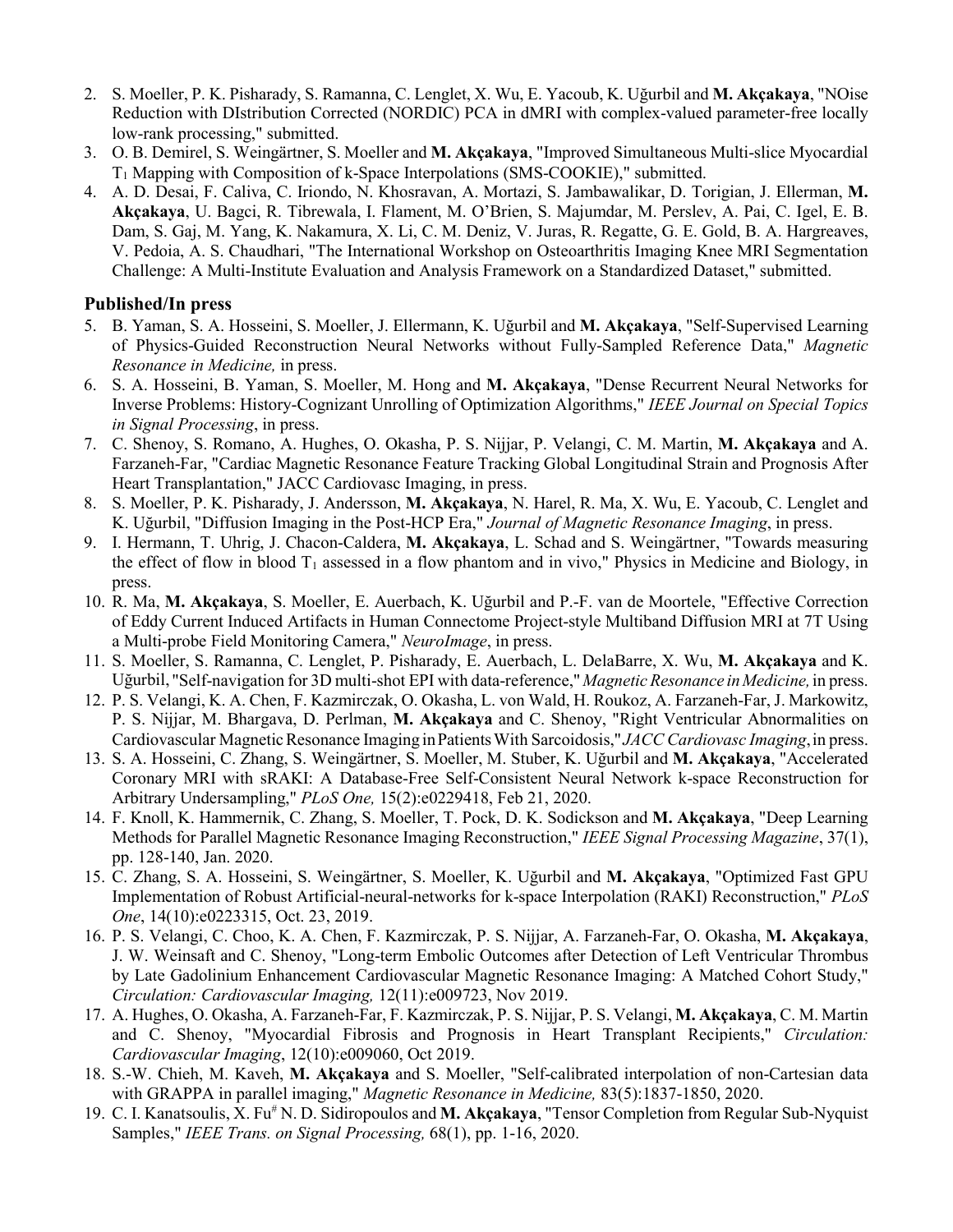2. S. Moeller, P. K. Pisharady, S. Ramanna, C. Lenglet, X. Wu, E. Yacoub, K. Uğurbil and **M. Akçakaya**, "NOise Reduction with DIstribution Corrected (NORDIC) PCA in dMRI with complex-valued parameter-free locally low-rank processing," submitted.
3. O. B. Demirel, S. Weingärtner, S. Moeller and **M. Akçakaya**, "Improved Simultaneous Multi-slice Myocardial $T_1$ Mapping with Composition of k-Space Interpolations (SMS-COOKIE)," submitted.
4. A. D. Desai, F. Caliva, C. Iriondo, N. Khosravan, A. Mortazi, S. Jambawalikar, D. Torigian, J. Ellerman, **M. Akçakaya**, U. Bagci, R. Tibrewala, I. Flament, M. O'Brien, S. Majumdar, M. Perslev, A. Pai, C. Igel, E. B. Dam, S. Gaj, M. Yang, K. Nakamura, X. Li, C. M. Deniz, V. Juras, R. Regatte, G. E. Gold, B. A. Hargreaves, V. Pedoia, A. S. Chaudhari, "The International Workshop on Osteoarthritis Imaging Knee MRI Segmentation Challenge: A Multi-Institute Evaluation and Analysis Framework on a Standardized Dataset," submitted.

## Published/In press

5. B. Yaman, S. A. Hosseini, S. Moeller, J. Ellermann, K. Uğurbil and **M. Akçakaya**, "Self-Supervised Learning of Physics-Guided Reconstruction Neural Networks without Fully-Sampled Reference Data," *Magnetic Resonance in Medicine,* in press.
6. S. A. Hosseini, B. Yaman, S. Moeller, M. Hong and **M. Akçakaya**, "Dense Recurrent Neural Networks for Inverse Problems: History-Cognizant Unrolling of Optimization Algorithms," *IEEE Journal on Special Topics in Signal Processing*, in press.
7. C. Shenoy, S. Romano, A. Hughes, O. Okasha, P. S. Nijjar, P. Velangi, C. M. Martin, **M. Akçakaya** and A. Farzaneh-Far, "Cardiac Magnetic Resonance Feature Tracking Global Longitudinal Strain and Prognosis After Heart Transplantation," JACC Cardiovasc Imaging, in press.
8. S. Moeller, P. K. Pisharady, J. Andersson, **M. Akçakaya**, N. Harel, R. Ma, X. Wu, E. Yacoub, C. Lenglet and K. Uğurbil, "Diffusion Imaging in the Post-HCP Era," *Journal of Magnetic Resonance Imaging*, in press.
9. I. Hermann, T. Uhrig, J. Chacon-Caldera, **M. Akçakaya**, L. Schad and S. Weingärtner, "Towards measuring the effect of flow in blood $T_1$ assessed in a flow phantom and in vivo," Physics in Medicine and Biology, in press.
10. R. Ma, **M. Akçakaya**, S. Moeller, E. Auerbach, K. Uğurbil and P.-F. van de Moortele, "Effective Correction of Eddy Current Induced Artifacts in Human Connectome Project-style Multiband Diffusion MRI at 7T Using a Multi-probe Field Monitoring Camera," *NeuroImage*, in press.
11. S. Moeller, S. Ramanna, C. Lenglet, P. Pisharady, E. Auerbach, L. DelaBarre, X. Wu, **M. Akçakaya** and K. Uğurbil, "Self-navigation for 3D multi-shot EPI with data-reference," *Magnetic Resonance in Medicine,* in press.
12. P. S. Velangi, K. A. Chen, F. Kazmirczak, O. Okasha, L. von Wald, H. Roukoz, A. Farzaneh-Far, J. Markowitz, P. S. Nijjar, M. Bhargava, D. Perlman, **M. Akçakaya** and C. Shenoy, "Right Ventricular Abnormalities on Cardiovascular Magnetic Resonance Imaging in Patients With Sarcoidosis," *JACC Cardiovasc Imaging*, in press.
13. S. A. Hosseini, C. Zhang, S. Weingärtner, S. Moeller, M. Stuber, K. Uğurbil and **M. Akçakaya**, "Accelerated Coronary MRI with sRAKI: A Database-Free Self-Consistent Neural Network k-space Reconstruction for Arbitrary Undersampling," *PLoS One,* 15(2):e0229418, Feb 21, 2020.
14. F. Knoll, K. Hammernik, C. Zhang, S. Moeller, T. Pock, D. K. Sodickson and **M. Akçakaya**, "Deep Learning Methods for Parallel Magnetic Resonance Imaging Reconstruction," *IEEE Signal Processing Magazine*, 37(1), pp. 128-140, Jan. 2020.
15. C. Zhang, S. A. Hosseini, S. Weingärtner, S. Moeller, K. Uğurbil and **M. Akçakaya**, "Optimized Fast GPU Implementation of Robust Artificial-neural-networks for k-space Interpolation (RAKI) Reconstruction," *PLoS One*, 14(10):e0223315, Oct. 23, 2019.
16. P. S. Velangi, C. Choo, K. A. Chen, F. Kazmirczak, P. S. Nijjar, A. Farzaneh-Far, O. Okasha, **M. Akçakaya**, J. W. Weinsaft and C. Shenoy, "Long-term Embolic Outcomes after Detection of Left Ventricular Thrombus by Late Gadolinium Enhancement Cardiovascular Magnetic Resonance Imaging: A Matched Cohort Study," *Circulation: Cardiovascular Imaging,* 12(11):e009723, Nov 2019.
17. A. Hughes, O. Okasha, A. Farzaneh-Far, F. Kazmirczak, P. S. Nijjar, P. S. Velangi, **M. Akçakaya**, C. M. Martin and C. Shenoy, "Myocardial Fibrosis and Prognosis in Heart Transplant Recipients," *Circulation: Cardiovascular Imaging*, 12(10):e009060, Oct 2019.
18. S.-W. Chieh, M. Kaveh, **M. Akçakaya** and S. Moeller, "Self-calibrated interpolation of non-Cartesian data with GRAPPA in parallel imaging," *Magnetic Resonance in Medicine,* 83(5):1837-1850, 2020.
19. C. I. Kanatsoulis, X. Fu[#] N. D. Sidiropoulos and **M. Akçakaya**, "Tensor Completion from Regular Sub-Nyquist Samples," *IEEE Trans. on Signal Processing,* 68(1), pp. 1-16, 2020.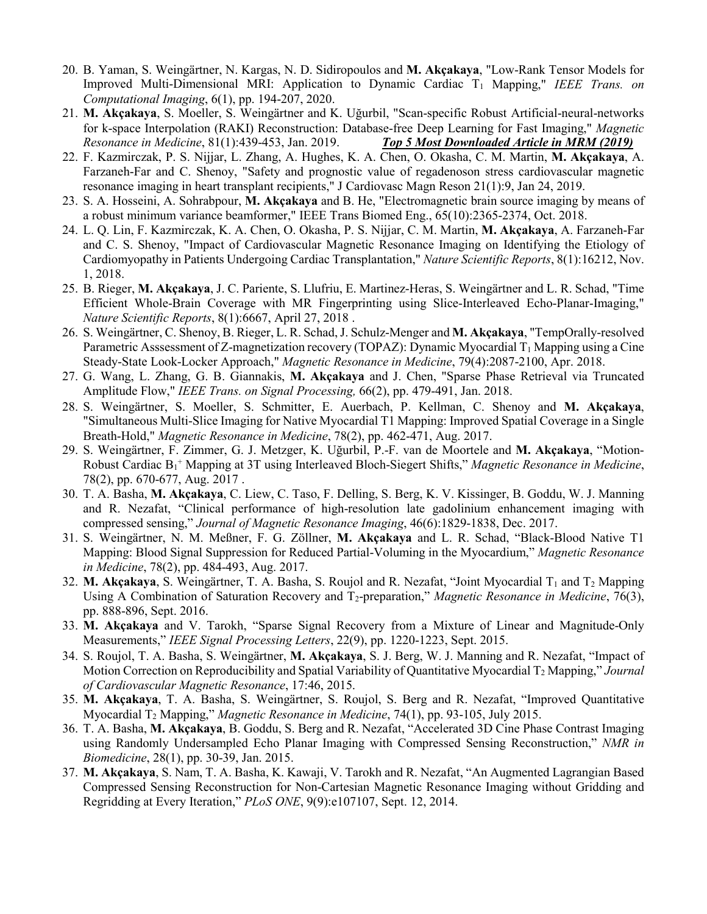20. B. Yaman, S. Weingärtner, N. Kargas, N. D. Sidiropoulos and **M. Akçakaya**, "Low-Rank Tensor Models for Improved Multi-Dimensional MRI: Application to Dynamic Cardiac $T_1$ Mapping," *IEEE Trans. on Computational Imaging*, 6(1), pp. 194-207, 2020.
21. **M. Akçakaya**, S. Moeller, S. Weingärtner and K. Uğurbil, "Scan-specific Robust Artificial-neural-networks for k-space Interpolation (RAKI) Reconstruction: Database-free Deep Learning for Fast Imaging," *Magnetic Resonance in Medicine*, 81(1):439-453, Jan. 2019. ***Top 5 Most Downloaded Article in MRM (2019)***
22. F. Kazmirczak, P. S. Nijjar, L. Zhang, A. Hughes, K. A. Chen, O. Okasha, C. M. Martin, **M. Akçakaya**, A. Farzaneh-Far and C. Shenoy, "Safety and prognostic value of regadenoson stress cardiovascular magnetic resonance imaging in heart transplant recipients," J Cardiovasc Magn Reson 21(1):9, Jan 24, 2019.
23. S. A. Hosseini, A. Sohrabpour, **M. Akçakaya** and B. He, "Electromagnetic brain source imaging by means of a robust minimum variance beamformer," IEEE Trans Biomed Eng., 65(10):2365-2374, Oct. 2018.
24. L. Q. Lin, F. Kazmirczak, K. A. Chen, O. Okasha, P. S. Nijjar, C. M. Martin, **M. Akçakaya**, A. Farzaneh-Far and C. S. Shenoy, "Impact of Cardiovascular Magnetic Resonance Imaging on Identifying the Etiology of Cardiomyopathy in Patients Undergoing Cardiac Transplantation," *Nature Scientific Reports*, 8(1):16212, Nov. 1, 2018.
25. B. Rieger, **M. Akçakaya**, J. C. Pariente, S. Llufriu, E. Martinez-Heras, S. Weingärtner and L. R. Schad, "Time Efficient Whole-Brain Coverage with MR Fingerprinting using Slice-Interleaved Echo-Planar-Imaging," *Nature Scientific Reports*, 8(1):6667, April 27, 2018 .
26. S. Weingärtner, C. Shenoy, B. Rieger, L. R. Schad, J. Schulz-Menger and **M. Akçakaya**, "TempOrally-resolved Parametric Asssessment of Z-magnetization recovery (TOPAZ): Dynamic Myocardial $T_1$ Mapping using a Cine Steady-State Look-Locker Approach," *Magnetic Resonance in Medicine*, 79(4):2087-2100, Apr. 2018.
27. G. Wang, L. Zhang, G. B. Giannakis, **M. Akçakaya** and J. Chen, "Sparse Phase Retrieval via Truncated Amplitude Flow," *IEEE Trans. on Signal Processing,* 66(2), pp. 479-491, Jan. 2018.
28. S. Weingärtner, S. Moeller, S. Schmitter, E. Auerbach, P. Kellman, C. Shenoy and **M. Akçakaya**, "Simultaneous Multi-Slice Imaging for Native Myocardial T1 Mapping: Improved Spatial Coverage in a Single Breath-Hold," *Magnetic Resonance in Medicine*, 78(2), pp. 462-471, Aug. 2017.
29. S. Weingärtner, F. Zimmer, G. J. Metzger, K. Uğurbil, P.-F. van de Moortele and **M. Akçakaya**, "Motion-Robust Cardiac $B_1^+$ Mapping at 3T using Interleaved Bloch-Siegert Shifts," *Magnetic Resonance in Medicine*, 78(2), pp. 670-677, Aug. 2017 .
30. T. A. Basha, **M. Akçakaya**, C. Liew, C. Taso, F. Delling, S. Berg, K. V. Kissinger, B. Goddu, W. J. Manning and R. Nezafat, "Clinical performance of high-resolution late gadolinium enhancement imaging with compressed sensing," *Journal of Magnetic Resonance Imaging*, 46(6):1829-1838, Dec. 2017.
31. S. Weingärtner, N. M. Meßner, F. G. Zöllner, **M. Akçakaya** and L. R. Schad, "Black-Blood Native T1 Mapping: Blood Signal Suppression for Reduced Partial-Voluming in the Myocardium," *Magnetic Resonance in Medicine*, 78(2), pp. 484-493, Aug. 2017.
32. **M. Akçakaya**, S. Weingärtner, T. A. Basha, S. Roujol and R. Nezafat, "Joint Myocardial $T_1$ and $T_2$ Mapping Using A Combination of Saturation Recovery and $T_2$-preparation," *Magnetic Resonance in Medicine*, 76(3), pp. 888-896, Sept. 2016.
33. **M. Akçakaya** and V. Tarokh, "Sparse Signal Recovery from a Mixture of Linear and Magnitude-Only Measurements," *IEEE Signal Processing Letters*, 22(9), pp. 1220-1223, Sept. 2015.
34. S. Roujol, T. A. Basha, S. Weingärtner, **M. Akçakaya**, S. J. Berg, W. J. Manning and R. Nezafat, "Impact of Motion Correction on Reproducibility and Spatial Variability of Quantitative Myocardial $T_2$ Mapping," *Journal of Cardiovascular Magnetic Resonance*, 17:46, 2015.
35. **M. Akçakaya**, T. A. Basha, S. Weingärtner, S. Roujol, S. Berg and R. Nezafat, "Improved Quantitative Myocardial $T_2$ Mapping," *Magnetic Resonance in Medicine*, 74(1), pp. 93-105, July 2015.
36. T. A. Basha, **M. Akçakaya**, B. Goddu, S. Berg and R. Nezafat, "Accelerated 3D Cine Phase Contrast Imaging using Randomly Undersampled Echo Planar Imaging with Compressed Sensing Reconstruction," *NMR in Biomedicine*, 28(1), pp. 30-39, Jan. 2015.
37. **M. Akçakaya**, S. Nam, T. A. Basha, K. Kawaji, V. Tarokh and R. Nezafat, "An Augmented Lagrangian Based Compressed Sensing Reconstruction for Non-Cartesian Magnetic Resonance Imaging without Gridding and Regridding at Every Iteration," *PLoS ONE*, 9(9):e107107, Sept. 12, 2014.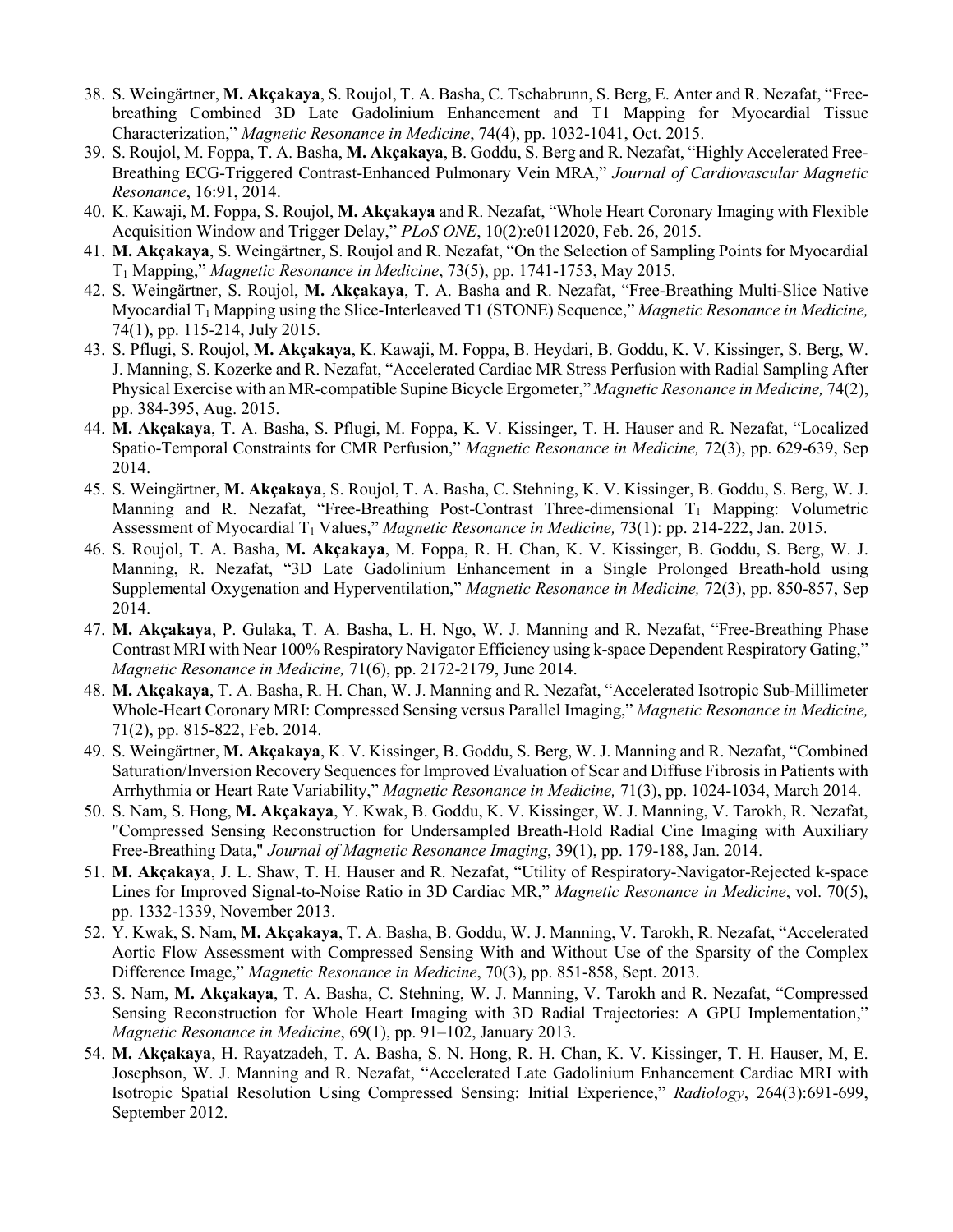38. S. Weingärtner, **M. Akçakaya**, S. Roujol, T. A. Basha, C. Tschabrunn, S. Berg, E. Anter and R. Nezafat, "Free-breathing Combined 3D Late Gadolinium Enhancement and T1 Mapping for Myocardial Tissue Characterization," *Magnetic Resonance in Medicine*, 74(4), pp. 1032-1041, Oct. 2015.
39. S. Roujol, M. Foppa, T. A. Basha, **M. Akçakaya**, B. Goddu, S. Berg and R. Nezafat, "Highly Accelerated Free-Breathing ECG-Triggered Contrast-Enhanced Pulmonary Vein MRA," *Journal of Cardiovascular Magnetic Resonance*, 16:91, 2014.
40. K. Kawaji, M. Foppa, S. Roujol, **M. Akçakaya** and R. Nezafat, "Whole Heart Coronary Imaging with Flexible Acquisition Window and Trigger Delay," *PLoS ONE*, 10(2):e0112020, Feb. 26, 2015.
41. **M. Akçakaya**, S. Weingärtner, S. Roujol and R. Nezafat, "On the Selection of Sampling Points for Myocardial $T_1$ Mapping," *Magnetic Resonance in Medicine*, 73(5), pp. 1741-1753, May 2015.
42. S. Weingärtner, S. Roujol, **M. Akçakaya**, T. A. Basha and R. Nezafat, "Free-Breathing Multi-Slice Native Myocardial $T_1$ Mapping using the Slice-Interleaved T1 (STONE) Sequence," *Magnetic Resonance in Medicine,* 74(1), pp. 115-214, July 2015.
43. S. Pflugi, S. Roujol, **M. Akçakaya**, K. Kawaji, M. Foppa, B. Heydari, B. Goddu, K. V. Kissinger, S. Berg, W. J. Manning, S. Kozerke and R. Nezafat, "Accelerated Cardiac MR Stress Perfusion with Radial Sampling After Physical Exercise with an MR-compatible Supine Bicycle Ergometer," *Magnetic Resonance in Medicine,* 74(2), pp. 384-395, Aug. 2015.
44. **M. Akçakaya**, T. A. Basha, S. Pflugi, M. Foppa, K. V. Kissinger, T. H. Hauser and R. Nezafat, "Localized Spatio-Temporal Constraints for CMR Perfusion," *Magnetic Resonance in Medicine,* 72(3), pp. 629-639, Sep 2014.
45. S. Weingärtner, **M. Akçakaya**, S. Roujol, T. A. Basha, C. Stehning, K. V. Kissinger, B. Goddu, S. Berg, W. J. Manning and R. Nezafat, "Free-Breathing Post-Contrast Three-dimensional $T_1$ Mapping: Volumetric Assessment of Myocardial $T_1$ Values," *Magnetic Resonance in Medicine,* 73(1): pp. 214-222, Jan. 2015.
46. S. Roujol, T. A. Basha, **M. Akçakaya**, M. Foppa, R. H. Chan, K. V. Kissinger, B. Goddu, S. Berg, W. J. Manning, R. Nezafat, "3D Late Gadolinium Enhancement in a Single Prolonged Breath-hold using Supplemental Oxygenation and Hyperventilation," *Magnetic Resonance in Medicine,* 72(3), pp. 850-857, Sep 2014.
47. **M. Akçakaya**, P. Gulaka, T. A. Basha, L. H. Ngo, W. J. Manning and R. Nezafat, "Free-Breathing Phase Contrast MRI with Near 100% Respiratory Navigator Efficiency using k-space Dependent Respiratory Gating," *Magnetic Resonance in Medicine,* 71(6), pp. 2172-2179, June 2014.
48. **M. Akçakaya**, T. A. Basha, R. H. Chan, W. J. Manning and R. Nezafat, "Accelerated Isotropic Sub-Millimeter Whole-Heart Coronary MRI: Compressed Sensing versus Parallel Imaging," *Magnetic Resonance in Medicine,* 71(2), pp. 815-822, Feb. 2014.
49. S. Weingärtner, **M. Akçakaya**, K. V. Kissinger, B. Goddu, S. Berg, W. J. Manning and R. Nezafat, "Combined Saturation/Inversion Recovery Sequences for Improved Evaluation of Scar and Diffuse Fibrosis in Patients with Arrhythmia or Heart Rate Variability," *Magnetic Resonance in Medicine,* 71(3), pp. 1024-1034, March 2014.
50. S. Nam, S. Hong, **M. Akçakaya**, Y. Kwak, B. Goddu, K. V. Kissinger, W. J. Manning, V. Tarokh, R. Nezafat, "Compressed Sensing Reconstruction for Undersampled Breath-Hold Radial Cine Imaging with Auxiliary Free-Breathing Data," *Journal of Magnetic Resonance Imaging*, 39(1), pp. 179-188, Jan. 2014.
51. **M. Akçakaya**, J. L. Shaw, T. H. Hauser and R. Nezafat, "Utility of Respiratory-Navigator-Rejected k-space Lines for Improved Signal-to-Noise Ratio in 3D Cardiac MR," *Magnetic Resonance in Medicine*, vol. 70(5), pp. 1332-1339, November 2013.
52. Y. Kwak, S. Nam, **M. Akçakaya**, T. A. Basha, B. Goddu, W. J. Manning, V. Tarokh, R. Nezafat, "Accelerated Aortic Flow Assessment with Compressed Sensing With and Without Use of the Sparsity of the Complex Difference Image," *Magnetic Resonance in Medicine*, 70(3), pp. 851-858, Sept. 2013.
53. S. Nam, **M. Akçakaya**, T. A. Basha, C. Stehning, W. J. Manning, V. Tarokh and R. Nezafat, "Compressed Sensing Reconstruction for Whole Heart Imaging with 3D Radial Trajectories: A GPU Implementation," *Magnetic Resonance in Medicine*, 69(1), pp. 91–102, January 2013.
54. **M. Akçakaya**, H. Rayatzadeh, T. A. Basha, S. N. Hong, R. H. Chan, K. V. Kissinger, T. H. Hauser, M, E. Josephson, W. J. Manning and R. Nezafat, "Accelerated Late Gadolinium Enhancement Cardiac MRI with Isotropic Spatial Resolution Using Compressed Sensing: Initial Experience," *Radiology*, 264(3):691-699, September 2012.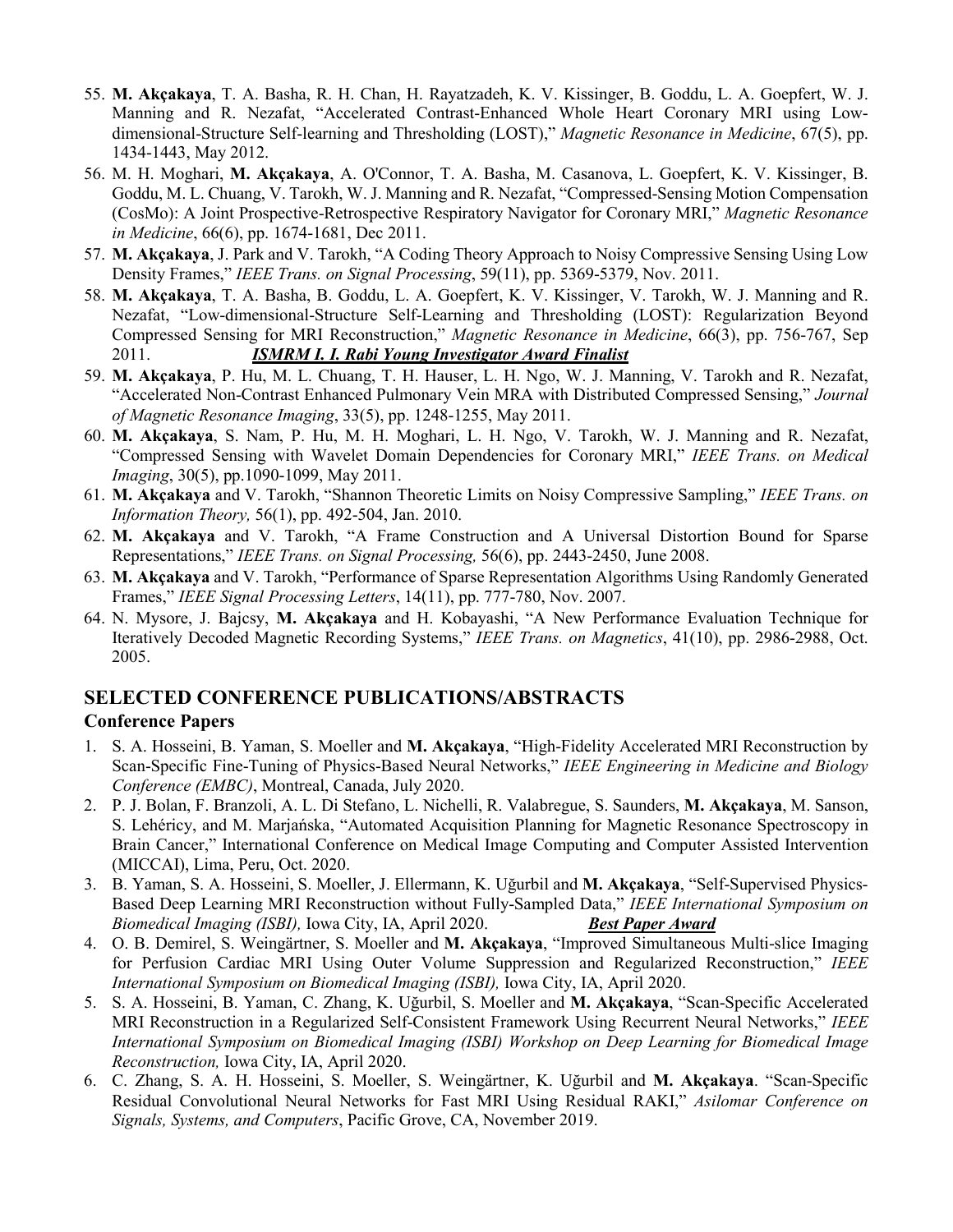55. **M. Akçakaya**, T. A. Basha, R. H. Chan, H. Rayatzadeh, K. V. Kissinger, B. Goddu, L. A. Goepfert, W. J. Manning and R. Nezafat, "Accelerated Contrast-Enhanced Whole Heart Coronary MRI using Low-dimensional-Structure Self-learning and Thresholding (LOST)," *Magnetic Resonance in Medicine*, 67(5), pp. 1434-1443, May 2012.
56. M. H. Moghari, **M. Akçakaya**, A. O'Connor, T. A. Basha, M. Casanova, L. Goepfert, K. V. Kissinger, B. Goddu, M. L. Chuang, V. Tarokh, W. J. Manning and R. Nezafat, "Compressed-Sensing Motion Compensation (CosMo): A Joint Prospective-Retrospective Respiratory Navigator for Coronary MRI," *Magnetic Resonance in Medicine*, 66(6), pp. 1674-1681, Dec 2011.
57. **M. Akçakaya**, J. Park and V. Tarokh, "A Coding Theory Approach to Noisy Compressive Sensing Using Low Density Frames," *IEEE Trans. on Signal Processing*, 59(11), pp. 5369-5379, Nov. 2011.
58. **M. Akçakaya**, T. A. Basha, B. Goddu, L. A. Goepfert, K. V. Kissinger, V. Tarokh, W. J. Manning and R. Nezafat, "Low-dimensional-Structure Self-Learning and Thresholding (LOST): Regularization Beyond Compressed Sensing for MRI Reconstruction," *Magnetic Resonance in Medicine*, 66(3), pp. 756-767, Sep 2011. ***ISMRM I. I. Rabi Young Investigator Award Finalist***
59. **M. Akçakaya**, P. Hu, M. L. Chuang, T. H. Hauser, L. H. Ngo, W. J. Manning, V. Tarokh and R. Nezafat, "Accelerated Non-Contrast Enhanced Pulmonary Vein MRA with Distributed Compressed Sensing," *Journal of Magnetic Resonance Imaging*, 33(5), pp. 1248-1255, May 2011.
60. **M. Akçakaya**, S. Nam, P. Hu, M. H. Moghari, L. H. Ngo, V. Tarokh, W. J. Manning and R. Nezafat, "Compressed Sensing with Wavelet Domain Dependencies for Coronary MRI," *IEEE Trans. on Medical Imaging*, 30(5), pp.1090-1099, May 2011.
61. **M. Akçakaya** and V. Tarokh, "Shannon Theoretic Limits on Noisy Compressive Sampling," *IEEE Trans. on Information Theory,* 56(1), pp. 492-504, Jan. 2010.
62. **M. Akçakaya** and V. Tarokh, "A Frame Construction and A Universal Distortion Bound for Sparse Representations," *IEEE Trans. on Signal Processing,* 56(6), pp. 2443-2450, June 2008.
63. **M. Akçakaya** and V. Tarokh, "Performance of Sparse Representation Algorithms Using Randomly Generated Frames," *IEEE Signal Processing Letters*, 14(11), pp. 777-780, Nov. 2007.
64. N. Mysore, J. Bajcsy, **M. Akçakaya** and H. Kobayashi, "A New Performance Evaluation Technique for Iteratively Decoded Magnetic Recording Systems," *IEEE Trans. on Magnetics*, 41(10), pp. 2986-2988, Oct. 2005.

## SELECTED CONFERENCE PUBLICATIONS/ABSTRACTS

### Conference Papers

1. S. A. Hosseini, B. Yaman, S. Moeller and **M. Akçakaya**, "High-Fidelity Accelerated MRI Reconstruction by Scan-Specific Fine-Tuning of Physics-Based Neural Networks," *IEEE Engineering in Medicine and Biology Conference (EMBC)*, Montreal, Canada, July 2020.
2. P. J. Bolan, F. Branzoli, A. L. Di Stefano, L. Nichelli, R. Valabregue, S. Saunders, **M. Akçakaya**, M. Sanson, S. Lehéricy, and M. Marjańska, "Automated Acquisition Planning for Magnetic Resonance Spectroscopy in Brain Cancer," International Conference on Medical Image Computing and Computer Assisted Intervention (MICCAI), Lima, Peru, Oct. 2020.
3. B. Yaman, S. A. Hosseini, S. Moeller, J. Ellermann, K. Uğurbil and **M. Akçakaya**, "Self-Supervised Physics-Based Deep Learning MRI Reconstruction without Fully-Sampled Data," *IEEE International Symposium on Biomedical Imaging (ISBI),* Iowa City, IA, April 2020. ***Best Paper Award***
4. O. B. Demirel, S. Weingärtner, S. Moeller and **M. Akçakaya**, "Improved Simultaneous Multi-slice Imaging for Perfusion Cardiac MRI Using Outer Volume Suppression and Regularized Reconstruction," *IEEE International Symposium on Biomedical Imaging (ISBI),* Iowa City, IA, April 2020.
5. S. A. Hosseini, B. Yaman, C. Zhang, K. Uğurbil, S. Moeller and **M. Akçakaya**, "Scan-Specific Accelerated MRI Reconstruction in a Regularized Self-Consistent Framework Using Recurrent Neural Networks," *IEEE International Symposium on Biomedical Imaging (ISBI) Workshop on Deep Learning for Biomedical Image Reconstruction,* Iowa City, IA, April 2020.
6. C. Zhang, S. A. H. Hosseini, S. Moeller, S. Weingärtner, K. Uğurbil and **M. Akçakaya**. "Scan-Specific Residual Convolutional Neural Networks for Fast MRI Using Residual RAKI," *Asilomar Conference on Signals, Systems, and Computers*, Pacific Grove, CA, November 2019.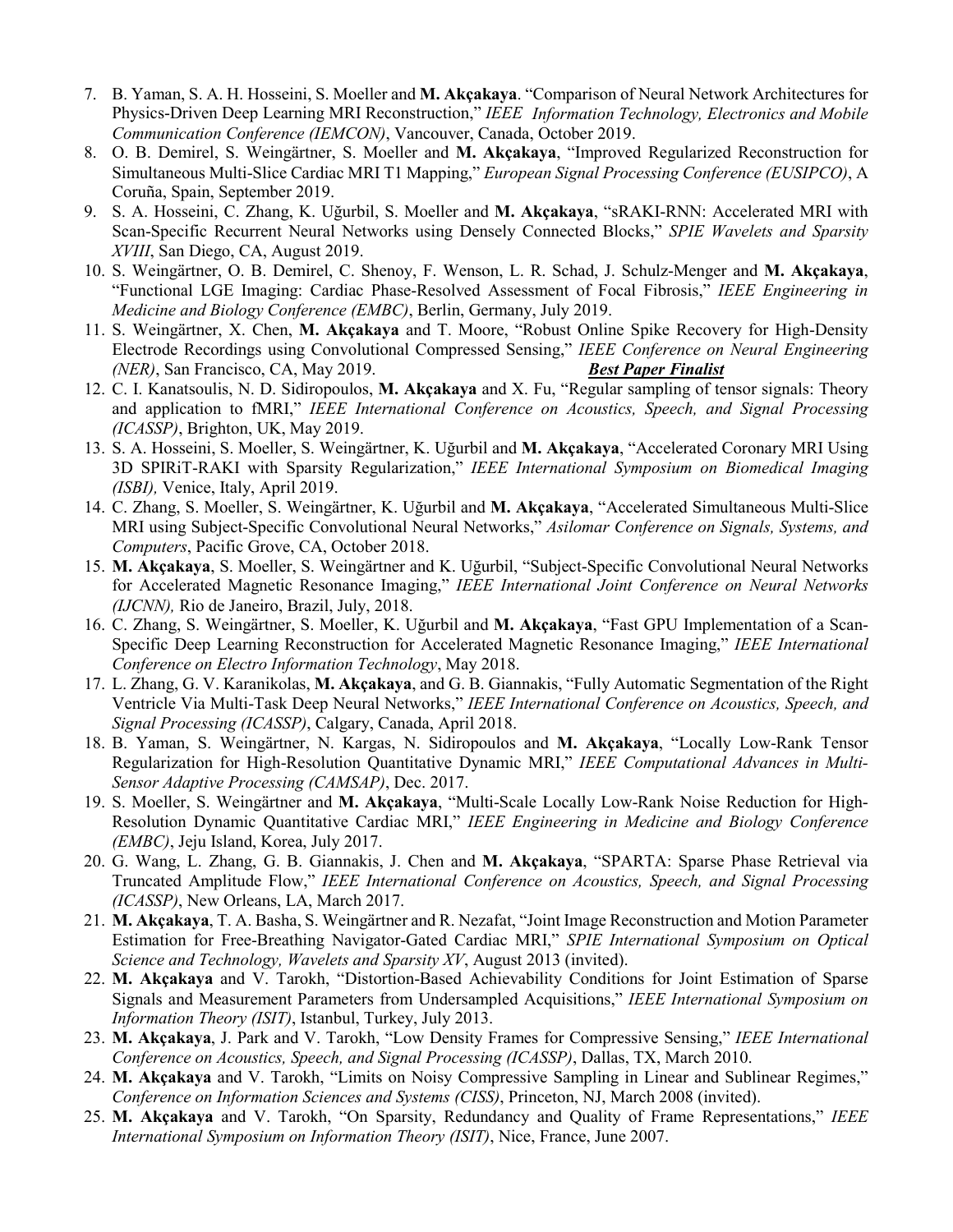7. B. Yaman, S. A. H. Hosseini, S. Moeller and **M. Akçakaya**. "Comparison of Neural Network Architectures for Physics-Driven Deep Learning MRI Reconstruction," *IEEE Information Technology, Electronics and Mobile Communication Conference (IEMCON)*, Vancouver, Canada, October 2019.
8. O. B. Demirel, S. Weingärtner, S. Moeller and **M. Akçakaya**, "Improved Regularized Reconstruction for Simultaneous Multi-Slice Cardiac MRI T1 Mapping," *European Signal Processing Conference (EUSIPCO)*, A Coruña, Spain, September 2019.
9. S. A. Hosseini, C. Zhang, K. Uğurbil, S. Moeller and **M. Akçakaya**, "sRAKI-RNN: Accelerated MRI with Scan-Specific Recurrent Neural Networks using Densely Connected Blocks," *SPIE Wavelets and Sparsity XVIII*, San Diego, CA, August 2019.
10. S. Weingärtner, O. B. Demirel, C. Shenoy, F. Wenson, L. R. Schad, J. Schulz-Menger and **M. Akçakaya**, "Functional LGE Imaging: Cardiac Phase-Resolved Assessment of Focal Fibrosis," *IEEE Engineering in Medicine and Biology Conference (EMBC)*, Berlin, Germany, July 2019.
11. S. Weingärtner, X. Chen, **M. Akçakaya** and T. Moore, "Robust Online Spike Recovery for High-Density Electrode Recordings using Convolutional Compressed Sensing," *IEEE Conference on Neural Engineering (NER)*, San Francisco, CA, May 2019. ***Best Paper Finalist***
12. C. I. Kanatsoulis, N. D. Sidiropoulos, **M. Akçakaya** and X. Fu, "Regular sampling of tensor signals: Theory and application to fMRI," *IEEE International Conference on Acoustics, Speech, and Signal Processing (ICASSP)*, Brighton, UK, May 2019.
13. S. A. Hosseini, S. Moeller, S. Weingärtner, K. Uğurbil and **M. Akçakaya**, "Accelerated Coronary MRI Using 3D SPIRiT-RAKI with Sparsity Regularization," *IEEE International Symposium on Biomedical Imaging (ISBI),* Venice, Italy, April 2019.
14. C. Zhang, S. Moeller, S. Weingärtner, K. Uğurbil and **M. Akçakaya**, "Accelerated Simultaneous Multi-Slice MRI using Subject-Specific Convolutional Neural Networks," *Asilomar Conference on Signals, Systems, and Computers*, Pacific Grove, CA, October 2018.
15. **M. Akçakaya**, S. Moeller, S. Weingärtner and K. Uğurbil, "Subject-Specific Convolutional Neural Networks for Accelerated Magnetic Resonance Imaging," *IEEE International Joint Conference on Neural Networks (IJCNN),* Rio de Janeiro, Brazil, July, 2018.
16. C. Zhang, S. Weingärtner, S. Moeller, K. Uğurbil and **M. Akçakaya**, "Fast GPU Implementation of a Scan-Specific Deep Learning Reconstruction for Accelerated Magnetic Resonance Imaging," *IEEE International Conference on Electro Information Technology*, May 2018.
17. L. Zhang, G. V. Karanikolas, **M. Akçakaya**, and G. B. Giannakis, "Fully Automatic Segmentation of the Right Ventricle Via Multi-Task Deep Neural Networks," *IEEE International Conference on Acoustics, Speech, and Signal Processing (ICASSP)*, Calgary, Canada, April 2018.
18. B. Yaman, S. Weingärtner, N. Kargas, N. Sidiropoulos and **M. Akçakaya**, "Locally Low-Rank Tensor Regularization for High-Resolution Quantitative Dynamic MRI," *IEEE Computational Advances in Multi-Sensor Adaptive Processing (CAMSAP)*, Dec. 2017.
19. S. Moeller, S. Weingärtner and **M. Akçakaya**, "Multi-Scale Locally Low-Rank Noise Reduction for High-Resolution Dynamic Quantitative Cardiac MRI," *IEEE Engineering in Medicine and Biology Conference (EMBC)*, Jeju Island, Korea, July 2017.
20. G. Wang, L. Zhang, G. B. Giannakis, J. Chen and **M. Akçakaya**, "SPARTA: Sparse Phase Retrieval via Truncated Amplitude Flow," *IEEE International Conference on Acoustics, Speech, and Signal Processing (ICASSP)*, New Orleans, LA, March 2017.
21. **M. Akçakaya**, T. A. Basha, S. Weingärtner and R. Nezafat, "Joint Image Reconstruction and Motion Parameter Estimation for Free-Breathing Navigator-Gated Cardiac MRI," *SPIE International Symposium on Optical Science and Technology, Wavelets and Sparsity XV*, August 2013 (invited).
22. **M. Akçakaya** and V. Tarokh, "Distortion-Based Achievability Conditions for Joint Estimation of Sparse Signals and Measurement Parameters from Undersampled Acquisitions," *IEEE International Symposium on Information Theory (ISIT)*, Istanbul, Turkey, July 2013.
23. **M. Akçakaya**, J. Park and V. Tarokh, "Low Density Frames for Compressive Sensing," *IEEE International Conference on Acoustics, Speech, and Signal Processing (ICASSP)*, Dallas, TX, March 2010.
24. **M. Akçakaya** and V. Tarokh, "Limits on Noisy Compressive Sampling in Linear and Sublinear Regimes," *Conference on Information Sciences and Systems (CISS)*, Princeton, NJ, March 2008 (invited).
25. **M. Akçakaya** and V. Tarokh, "On Sparsity, Redundancy and Quality of Frame Representations," *IEEE International Symposium on Information Theory (ISIT)*, Nice, France, June 2007.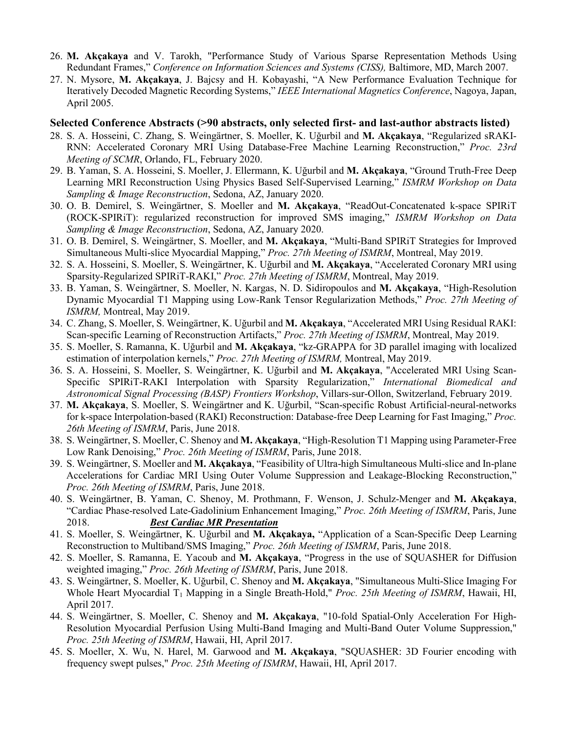26. **M. Akçakaya** and V. Tarokh, "Performance Study of Various Sparse Representation Methods Using Redundant Frames," *Conference on Information Sciences and Systems (CISS),* Baltimore, MD, March 2007.
27. N. Mysore, **M. Akçakaya**, J. Bajcsy and H. Kobayashi, "A New Performance Evaluation Technique for Iteratively Decoded Magnetic Recording Systems," *IEEE International Magnetics Conference*, Nagoya, Japan, April 2005.

### Selected Conference Abstracts (>90 abstracts, only selected first- and last-author abstracts listed)

28. S. A. Hosseini, C. Zhang, S. Weingärtner, S. Moeller, K. Uğurbil and **M. Akçakaya**, "Regularized sRAKI-RNN: Accelerated Coronary MRI Using Database-Free Machine Learning Reconstruction," *Proc. 23rd Meeting of SCMR*, Orlando, FL, February 2020.
29. B. Yaman, S. A. Hosseini, S. Moeller, J. Ellermann, K. Uğurbil and **M. Akçakaya**, "Ground Truth-Free Deep Learning MRI Reconstruction Using Physics Based Self-Supervised Learning," *ISMRM Workshop on Data Sampling & Image Reconstruction*, Sedona, AZ, January 2020.
30. O. B. Demirel, S. Weingärtner, S. Moeller and **M. Akçakaya**, "ReadOut-Concatenated k-space SPIRiT (ROCK-SPIRiT): regularized reconstruction for improved SMS imaging," *ISMRM Workshop on Data Sampling & Image Reconstruction*, Sedona, AZ, January 2020.
31. O. B. Demirel, S. Weingärtner, S. Moeller, and **M. Akçakaya**, "Multi-Band SPIRiT Strategies for Improved Simultaneous Multi-slice Myocardial Mapping," *Proc. 27th Meeting of ISMRM*, Montreal, May 2019.
32. S. A. Hosseini, S. Moeller, S. Weingärtner, K. Uğurbil and **M. Akçakaya**, "Accelerated Coronary MRI using Sparsity-Regularized SPIRiT-RAKI," *Proc. 27th Meeting of ISMRM*, Montreal, May 2019.
33. B. Yaman, S. Weingärtner, S. Moeller, N. Kargas, N. D. Sidiropoulos and **M. Akçakaya**, "High-Resolution Dynamic Myocardial T1 Mapping using Low-Rank Tensor Regularization Methods," *Proc. 27th Meeting of ISMRM,* Montreal, May 2019.
34. C. Zhang, S. Moeller, S. Weingärtner, K. Uğurbil and **M. Akçakaya**, "Accelerated MRI Using Residual RAKI: Scan-specific Learning of Reconstruction Artifacts," *Proc. 27th Meeting of ISMRM*, Montreal, May 2019.
35. S. Moeller, S. Ramanna, K. Uğurbil and **M. Akçakaya**, "kz-GRAPPA for 3D parallel imaging with localized estimation of interpolation kernels," *Proc. 27th Meeting of ISMRM,* Montreal, May 2019.
36. S. A. Hosseini, S. Moeller, S. Weingärtner, K. Uğurbil and **M. Akçakaya**, "Accelerated MRI Using Scan-Specific SPIRiT-RAKI Interpolation with Sparsity Regularization," *International Biomedical and Astronomical Signal Processing (BASP) Frontiers Workshop*, Villars-sur-Ollon, Switzerland, February 2019.
37. **M. Akçakaya**, S. Moeller, S. Weingärtner and K. Uğurbil, "Scan-specific Robust Artificial-neural-networks for k-space Interpolation-based (RAKI) Reconstruction: Database-free Deep Learning for Fast Imaging," *Proc. 26th Meeting of ISMRM*, Paris, June 2018.
38. S. Weingärtner, S. Moeller, C. Shenoy and **M. Akçakaya**, "High-Resolution T1 Mapping using Parameter-Free Low Rank Denoising," *Proc. 26th Meeting of ISMRM*, Paris, June 2018.
39. S. Weingärtner, S. Moeller and **M. Akçakaya**, "Feasibility of Ultra-high Simultaneous Multi-slice and In-plane Accelerations for Cardiac MRI Using Outer Volume Suppression and Leakage-Blocking Reconstruction," *Proc. 26th Meeting of ISMRM*, Paris, June 2018.
40. S. Weingärtner, B. Yaman, C. Shenoy, M. Prothmann, F. Wenson, J. Schulz-Menger and **M. Akçakaya**, "Cardiac Phase-resolved Late-Gadolinium Enhancement Imaging," *Proc. 26th Meeting of ISMRM*, Paris, June 2018. ***Best Cardiac MR Presentation***
41. S. Moeller, S. Weingärtner, K. Uğurbil and **M. Akçakaya,** "Application of a Scan-Specific Deep Learning Reconstruction to Multiband/SMS Imaging," *Proc. 26th Meeting of ISMRM*, Paris, June 2018.
42. S. Moeller, S. Ramanna, E. Yacoub and **M. Akçakaya**, "Progress in the use of SQUASHER for Diffusion weighted imaging," *Proc. 26th Meeting of ISMRM*, Paris, June 2018.
43. S. Weingärtner, S. Moeller, K. Uğurbil, C. Shenoy and **M. Akçakaya**, "Simultaneous Multi-Slice Imaging For Whole Heart Myocardial $T_1$ Mapping in a Single Breath-Hold," *Proc. 25th Meeting of ISMRM*, Hawaii, HI, April 2017.
44. S. Weingärtner, S. Moeller, C. Shenoy and **M. Akçakaya**, "10-fold Spatial-Only Acceleration For High-Resolution Myocardial Perfusion Using Multi-Band Imaging and Multi-Band Outer Volume Suppression," *Proc. 25th Meeting of ISMRM*, Hawaii, HI, April 2017.
45. S. Moeller, X. Wu, N. Harel, M. Garwood and **M. Akçakaya**, "SQUASHER: 3D Fourier encoding with frequency swept pulses," *Proc. 25th Meeting of ISMRM*, Hawaii, HI, April 2017.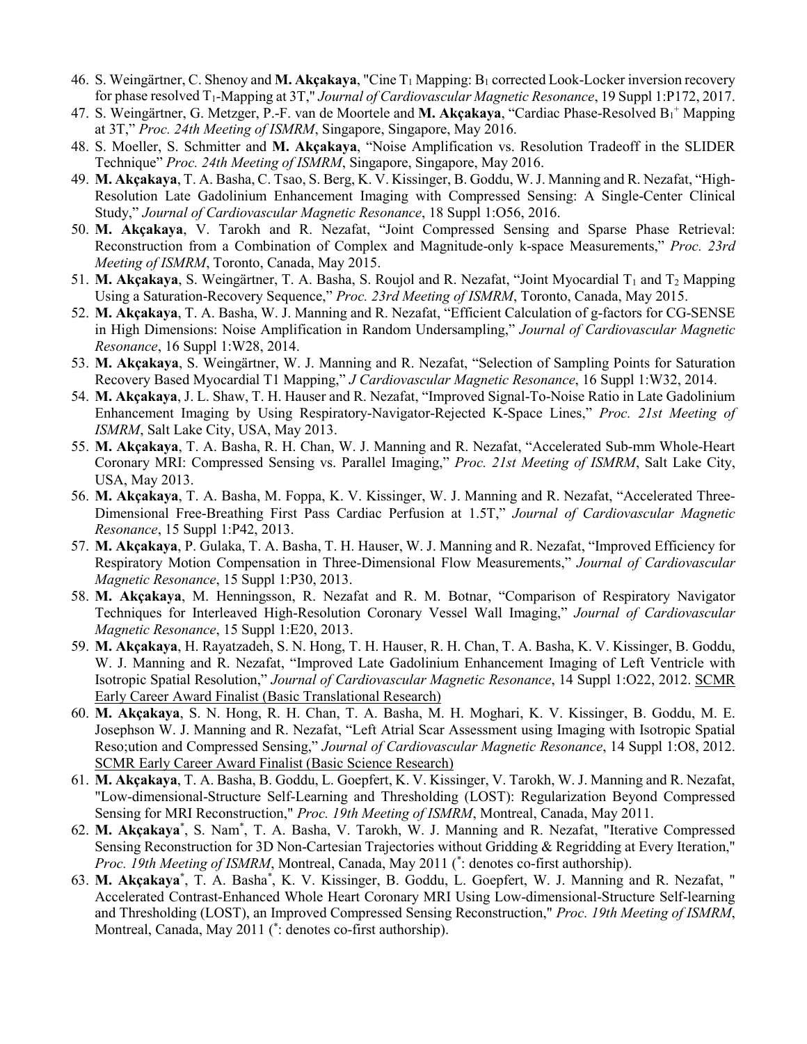46. S. Weingärtner, C. Shenoy and **M. Akçakaya**, "Cine $T_1$ Mapping: $B_1$ corrected Look-Locker inversion recovery for phase resolved $T_1$-Mapping at 3T," *Journal of Cardiovascular Magnetic Resonance*, 19 Suppl 1:P172, 2017.
47. S. Weingärtner, G. Metzger, P.-F. van de Moortele and **M. Akçakaya**, "Cardiac Phase-Resolved $B_1^+$ Mapping at 3T," *Proc. 24th Meeting of ISMRM*, Singapore, Singapore, May 2016.
48. S. Moeller, S. Schmitter and **M. Akçakaya**, "Noise Amplification vs. Resolution Tradeoff in the SLIDER Technique" *Proc. 24th Meeting of ISMRM*, Singapore, Singapore, May 2016.
49. **M. Akçakaya**, T. A. Basha, C. Tsao, S. Berg, K. V. Kissinger, B. Goddu, W. J. Manning and R. Nezafat, "High-Resolution Late Gadolinium Enhancement Imaging with Compressed Sensing: A Single-Center Clinical Study," *Journal of Cardiovascular Magnetic Resonance*, 18 Suppl 1:O56, 2016.
50. **M. Akçakaya**, V. Tarokh and R. Nezafat, "Joint Compressed Sensing and Sparse Phase Retrieval: Reconstruction from a Combination of Complex and Magnitude-only k-space Measurements," *Proc. 23rd Meeting of ISMRM*, Toronto, Canada, May 2015.
51. **M. Akçakaya**, S. Weingärtner, T. A. Basha, S. Roujol and R. Nezafat, "Joint Myocardial $T_1$ and $T_2$ Mapping Using a Saturation-Recovery Sequence," *Proc. 23rd Meeting of ISMRM*, Toronto, Canada, May 2015.
52. **M. Akçakaya**, T. A. Basha, W. J. Manning and R. Nezafat, "Efficient Calculation of g-factors for CG-SENSE in High Dimensions: Noise Amplification in Random Undersampling," *Journal of Cardiovascular Magnetic Resonance*, 16 Suppl 1:W28, 2014.
53. **M. Akçakaya**, S. Weingärtner, W. J. Manning and R. Nezafat, "Selection of Sampling Points for Saturation Recovery Based Myocardial T1 Mapping," *J Cardiovascular Magnetic Resonance*, 16 Suppl 1:W32, 2014.
54. **M. Akçakaya**, J. L. Shaw, T. H. Hauser and R. Nezafat, "Improved Signal-To-Noise Ratio in Late Gadolinium Enhancement Imaging by Using Respiratory-Navigator-Rejected K-Space Lines," *Proc. 21st Meeting of ISMRM*, Salt Lake City, USA, May 2013.
55. **M. Akçakaya**, T. A. Basha, R. H. Chan, W. J. Manning and R. Nezafat, "Accelerated Sub-mm Whole-Heart Coronary MRI: Compressed Sensing vs. Parallel Imaging," *Proc. 21st Meeting of ISMRM*, Salt Lake City, USA, May 2013.
56. **M. Akçakaya**, T. A. Basha, M. Foppa, K. V. Kissinger, W. J. Manning and R. Nezafat, "Accelerated Three-Dimensional Free-Breathing First Pass Cardiac Perfusion at 1.5T," *Journal of Cardiovascular Magnetic Resonance*, 15 Suppl 1:P42, 2013.
57. **M. Akçakaya**, P. Gulaka, T. A. Basha, T. H. Hauser, W. J. Manning and R. Nezafat, "Improved Efficiency for Respiratory Motion Compensation in Three-Dimensional Flow Measurements," *Journal of Cardiovascular Magnetic Resonance*, 15 Suppl 1:P30, 2013.
58. **M. Akçakaya**, M. Henningsson, R. Nezafat and R. M. Botnar, "Comparison of Respiratory Navigator Techniques for Interleaved High-Resolution Coronary Vessel Wall Imaging," *Journal of Cardiovascular Magnetic Resonance*, 15 Suppl 1:E20, 2013.
59. **M. Akçakaya**, H. Rayatzadeh, S. N. Hong, T. H. Hauser, R. H. Chan, T. A. Basha, K. V. Kissinger, B. Goddu, W. J. Manning and R. Nezafat, "Improved Late Gadolinium Enhancement Imaging of Left Ventricle with Isotropic Spatial Resolution," *Journal of Cardiovascular Magnetic Resonance*, 14 Suppl 1:O22, 2012. SCMR Early Career Award Finalist (Basic Translational Research)
60. **M. Akçakaya**, S. N. Hong, R. H. Chan, T. A. Basha, M. H. Moghari, K. V. Kissinger, B. Goddu, M. E. Josephson W. J. Manning and R. Nezafat, "Left Atrial Scar Assessment using Imaging with Isotropic Spatial Reso;ution and Compressed Sensing," *Journal of Cardiovascular Magnetic Resonance*, 14 Suppl 1:O8, 2012. SCMR Early Career Award Finalist (Basic Science Research)
61. **M. Akçakaya**, T. A. Basha, B. Goddu, L. Goepfert, K. V. Kissinger, V. Tarokh, W. J. Manning and R. Nezafat, "Low-dimensional-Structure Self-Learning and Thresholding (LOST): Regularization Beyond Compressed Sensing for MRI Reconstruction," *Proc. 19th Meeting of ISMRM*, Montreal, Canada, May 2011.
62. **M. Akçakaya***, S. Nam*, T. A. Basha, V. Tarokh, W. J. Manning and R. Nezafat, "Iterative Compressed Sensing Reconstruction for 3D Non-Cartesian Trajectories without Gridding & Regridding at Every Iteration," *Proc. 19th Meeting of ISMRM*, Montreal, Canada, May 2011 (*: denotes co-first authorship).
63. **M. Akçakaya***, T. A. Basha*, K. V. Kissinger, B. Goddu, L. Goepfert, W. J. Manning and R. Nezafat, " Accelerated Contrast-Enhanced Whole Heart Coronary MRI Using Low-dimensional-Structure Self-learning and Thresholding (LOST), an Improved Compressed Sensing Reconstruction," *Proc. 19th Meeting of ISMRM*, Montreal, Canada, May 2011 (*: denotes co-first authorship).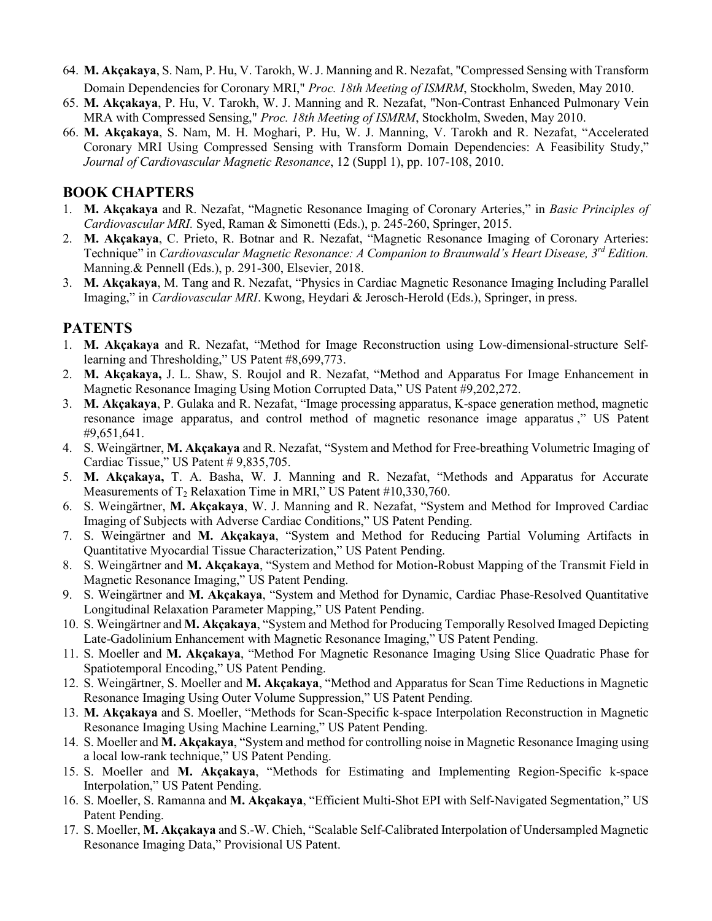64. **M. Akçakaya**, S. Nam, P. Hu, V. Tarokh, W. J. Manning and R. Nezafat, "Compressed Sensing with Transform Domain Dependencies for Coronary MRI," *Proc. 18th Meeting of ISMRM*, Stockholm, Sweden, May 2010.
65. **M. Akçakaya**, P. Hu, V. Tarokh, W. J. Manning and R. Nezafat, "Non-Contrast Enhanced Pulmonary Vein MRA with Compressed Sensing," *Proc. 18th Meeting of ISMRM*, Stockholm, Sweden, May 2010.
66. **M. Akçakaya**, S. Nam, M. H. Moghari, P. Hu, W. J. Manning, V. Tarokh and R. Nezafat, "Accelerated Coronary MRI Using Compressed Sensing with Transform Domain Dependencies: A Feasibility Study," *Journal of Cardiovascular Magnetic Resonance*, 12 (Suppl 1), pp. 107-108, 2010.

## BOOK CHAPTERS

1. **M. Akçakaya** and R. Nezafat, "Magnetic Resonance Imaging of Coronary Arteries," in *Basic Principles of Cardiovascular MRI.* Syed, Raman & Simonetti (Eds.), p. 245-260, Springer, 2015.
2. **M. Akçakaya**, C. Prieto, R. Botnar and R. Nezafat, "Magnetic Resonance Imaging of Coronary Arteries: Technique" in *Cardiovascular Magnetic Resonance: A Companion to Braunwald's Heart Disease, 3rd Edition.* Manning.& Pennell (Eds.), p. 291-300, Elsevier, 2018.
3. **M. Akçakaya**, M. Tang and R. Nezafat, "Physics in Cardiac Magnetic Resonance Imaging Including Parallel Imaging," in *Cardiovascular MRI*. Kwong, Heydari & Jerosch-Herold (Eds.), Springer, in press.

## PATENTS

1. **M. Akçakaya** and R. Nezafat, "Method for Image Reconstruction using Low-dimensional-structure Self-learning and Thresholding," US Patent #8,699,773.
2. **M. Akçakaya,** J. L. Shaw, S. Roujol and R. Nezafat, "Method and Apparatus For Image Enhancement in Magnetic Resonance Imaging Using Motion Corrupted Data," US Patent #9,202,272.
3. **M. Akçakaya**, P. Gulaka and R. Nezafat, "Image processing apparatus, K-space generation method, magnetic resonance image apparatus, and control method of magnetic resonance image apparatus ," US Patent #9,651,641.
4. S. Weingärtner, **M. Akçakaya** and R. Nezafat, "System and Method for Free-breathing Volumetric Imaging of Cardiac Tissue," US Patent # 9,835,705.
5. **M. Akçakaya,** T. A. Basha, W. J. Manning and R. Nezafat, "Methods and Apparatus for Accurate Measurements of $T_2$ Relaxation Time in MRI," US Patent #10,330,760.
6. S. Weingärtner, **M. Akçakaya**, W. J. Manning and R. Nezafat, "System and Method for Improved Cardiac Imaging of Subjects with Adverse Cardiac Conditions," US Patent Pending.
7. S. Weingärtner and **M. Akçakaya**, "System and Method for Reducing Partial Voluming Artifacts in Quantitative Myocardial Tissue Characterization," US Patent Pending.
8. S. Weingärtner and **M. Akçakaya**, "System and Method for Motion-Robust Mapping of the Transmit Field in Magnetic Resonance Imaging," US Patent Pending.
9. S. Weingärtner and **M. Akçakaya**, "System and Method for Dynamic, Cardiac Phase-Resolved Quantitative Longitudinal Relaxation Parameter Mapping," US Patent Pending.
10. S. Weingärtner and **M. Akçakaya**, "System and Method for Producing Temporally Resolved Imaged Depicting Late-Gadolinium Enhancement with Magnetic Resonance Imaging," US Patent Pending.
11. S. Moeller and **M. Akçakaya**, "Method For Magnetic Resonance Imaging Using Slice Quadratic Phase for Spatiotemporal Encoding," US Patent Pending.
12. S. Weingärtner, S. Moeller and **M. Akçakaya**, "Method and Apparatus for Scan Time Reductions in Magnetic Resonance Imaging Using Outer Volume Suppression," US Patent Pending.
13. **M. Akçakaya** and S. Moeller, "Methods for Scan-Specific k-space Interpolation Reconstruction in Magnetic Resonance Imaging Using Machine Learning," US Patent Pending.
14. S. Moeller and **M. Akçakaya**, "System and method for controlling noise in Magnetic Resonance Imaging using a local low-rank technique," US Patent Pending.
15. S. Moeller and **M. Akçakaya**, "Methods for Estimating and Implementing Region-Specific k-space Interpolation," US Patent Pending.
16. S. Moeller, S. Ramanna and **M. Akçakaya**, "Efficient Multi-Shot EPI with Self-Navigated Segmentation," US Patent Pending.
17. S. Moeller, **M. Akçakaya** and S.-W. Chieh, "Scalable Self-Calibrated Interpolation of Undersampled Magnetic Resonance Imaging Data," Provisional US Patent.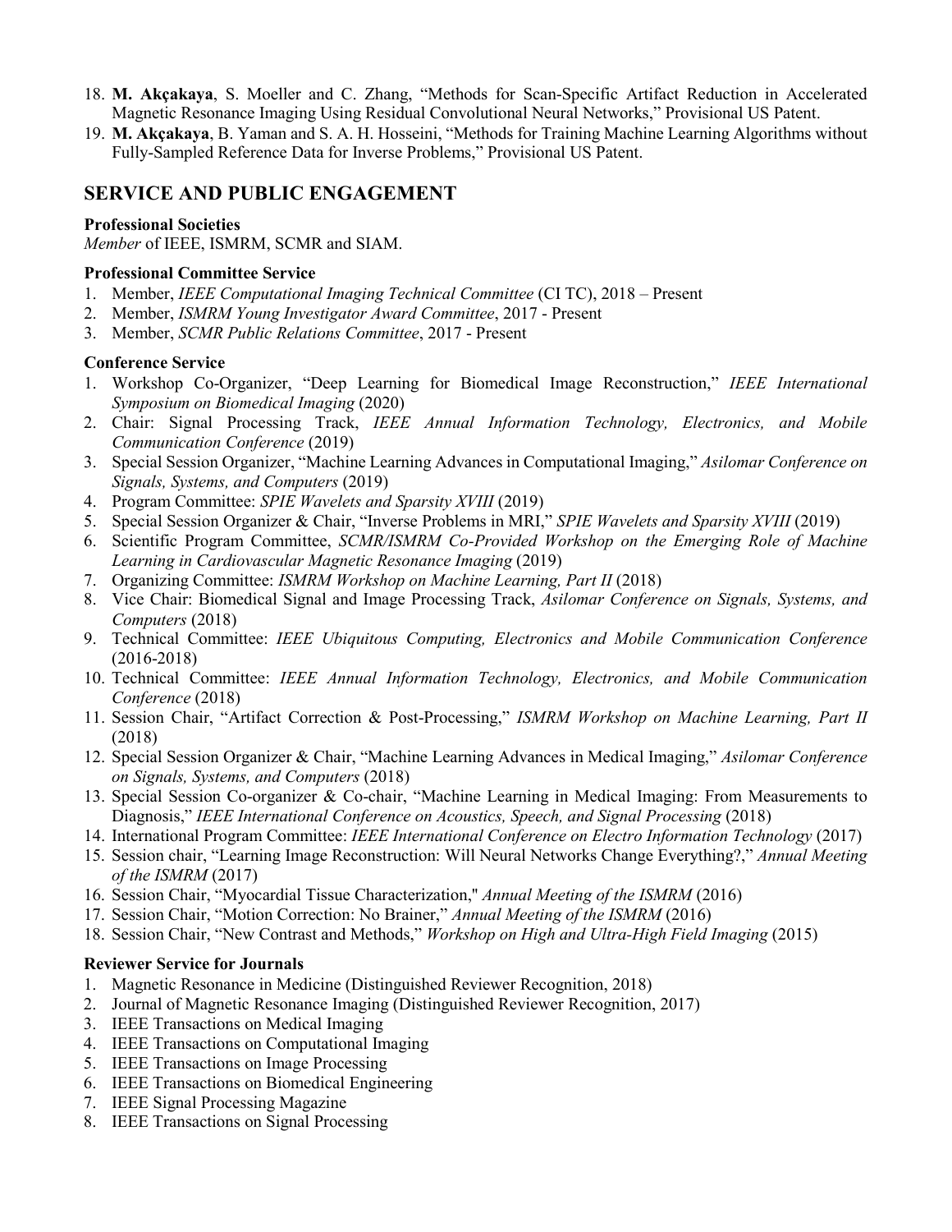18. **M. Akçakaya**, S. Moeller and C. Zhang, "Methods for Scan-Specific Artifact Reduction in Accelerated Magnetic Resonance Imaging Using Residual Convolutional Neural Networks," Provisional US Patent.
19. **M. Akçakaya**, B. Yaman and S. A. H. Hosseini, "Methods for Training Machine Learning Algorithms without Fully-Sampled Reference Data for Inverse Problems," Provisional US Patent.

## SERVICE AND PUBLIC ENGAGEMENT

**Professional Societies**

*Member* of IEEE, ISMRM, SCMR and SIAM.

**Professional Committee Service**

1. Member, *IEEE Computational Imaging Technical Committee* (CI TC), 2018 – Present
2. Member, *ISMRM Young Investigator Award Committee*, 2017 - Present
3. Member, *SCMR Public Relations Committee*, 2017 - Present

**Conference Service**

1. Workshop Co-Organizer, "Deep Learning for Biomedical Image Reconstruction," *IEEE International Symposium on Biomedical Imaging* (2020)
2. Chair: Signal Processing Track, *IEEE Annual Information Technology, Electronics, and Mobile Communication Conference* (2019)
3. Special Session Organizer, "Machine Learning Advances in Computational Imaging," *Asilomar Conference on Signals, Systems, and Computers* (2019)
4. Program Committee: *SPIE Wavelets and Sparsity XVIII* (2019)
5. Special Session Organizer & Chair, "Inverse Problems in MRI," *SPIE Wavelets and Sparsity XVIII* (2019)
6. Scientific Program Committee, *SCMR/ISMRM Co-Provided Workshop on the Emerging Role of Machine Learning in Cardiovascular Magnetic Resonance Imaging* (2019)
7. Organizing Committee: *ISMRM Workshop on Machine Learning, Part II* (2018)
8. Vice Chair: Biomedical Signal and Image Processing Track, *Asilomar Conference on Signals, Systems, and Computers* (2018)
9. Technical Committee: *IEEE Ubiquitous Computing, Electronics and Mobile Communication Conference* (2016-2018)
10. Technical Committee: *IEEE Annual Information Technology, Electronics, and Mobile Communication Conference* (2018)
11. Session Chair, "Artifact Correction & Post-Processing," *ISMRM Workshop on Machine Learning, Part II* (2018)
12. Special Session Organizer & Chair, "Machine Learning Advances in Medical Imaging," *Asilomar Conference on Signals, Systems, and Computers* (2018)
13. Special Session Co-organizer & Co-chair, "Machine Learning in Medical Imaging: From Measurements to Diagnosis," *IEEE International Conference on Acoustics, Speech, and Signal Processing* (2018)
14. International Program Committee: *IEEE International Conference on Electro Information Technology* (2017)
15. Session chair, "Learning Image Reconstruction: Will Neural Networks Change Everything?," *Annual Meeting of the ISMRM* (2017)
16. Session Chair, "Myocardial Tissue Characterization," *Annual Meeting of the ISMRM* (2016)
17. Session Chair, "Motion Correction: No Brainer," *Annual Meeting of the ISMRM* (2016)
18. Session Chair, "New Contrast and Methods," *Workshop on High and Ultra-High Field Imaging* (2015)

**Reviewer Service for Journals**

1. Magnetic Resonance in Medicine (Distinguished Reviewer Recognition, 2018)
2. Journal of Magnetic Resonance Imaging (Distinguished Reviewer Recognition, 2017)
3. IEEE Transactions on Medical Imaging
4. IEEE Transactions on Computational Imaging
5. IEEE Transactions on Image Processing
6. IEEE Transactions on Biomedical Engineering
7. IEEE Signal Processing Magazine
8. IEEE Transactions on Signal Processing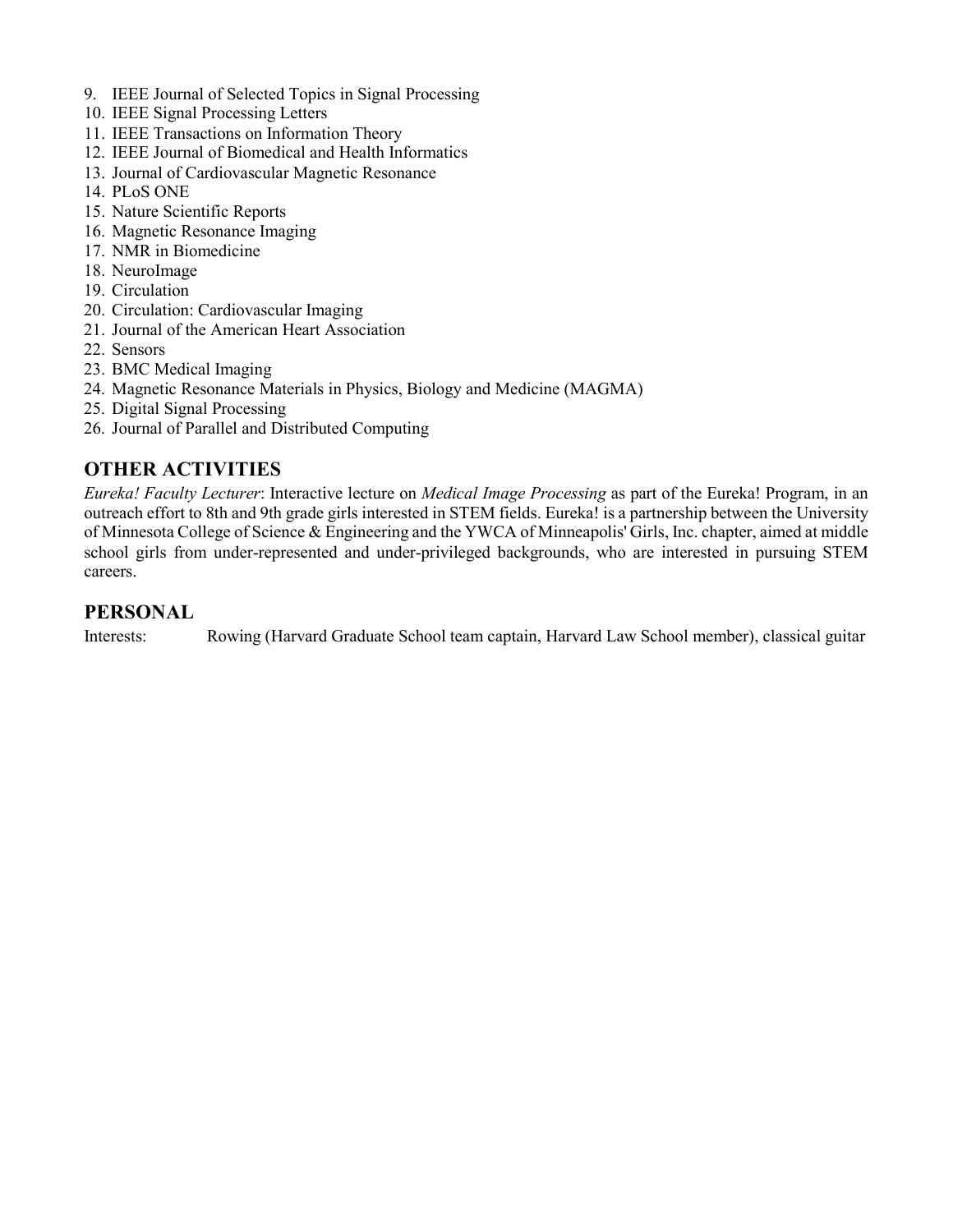9. IEEE Journal of Selected Topics in Signal Processing
10. IEEE Signal Processing Letters
11. IEEE Transactions on Information Theory
12. IEEE Journal of Biomedical and Health Informatics
13. Journal of Cardiovascular Magnetic Resonance
14. PLoS ONE
15. Nature Scientific Reports
16. Magnetic Resonance Imaging
17. NMR in Biomedicine
18. NeuroImage
19. Circulation
20. Circulation: Cardiovascular Imaging
21. Journal of the American Heart Association
22. Sensors
23. BMC Medical Imaging
24. Magnetic Resonance Materials in Physics, Biology and Medicine (MAGMA)
25. Digital Signal Processing
26. Journal of Parallel and Distributed Computing

## OTHER ACTIVITIES

*Eureka! Faculty Lecturer*: Interactive lecture on *Medical Image Processing* as part of the Eureka! Program, in an outreach effort to 8th and 9th grade girls interested in STEM fields. Eureka! is a partnership between the University of Minnesota College of Science & Engineering and the YWCA of Minneapolis' Girls, Inc. chapter, aimed at middle school girls from under-represented and under-privileged backgrounds, who are interested in pursuing STEM careers.

## PERSONAL

Interests: Rowing (Harvard Graduate School team captain, Harvard Law School member), classical guitar